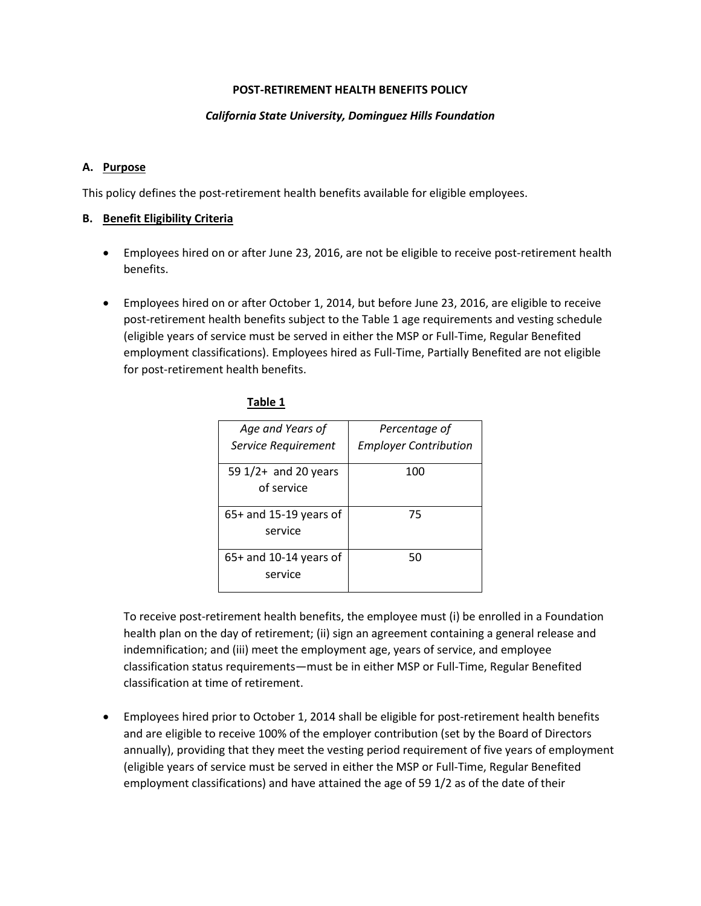**POST-RETIREMENT HEALTH BENEFITS POLICY**

***California State University, Dominguez Hills Foundation***

**A. Purpose**

This policy defines the post-retirement health benefits available for eligible employees.

**B. Benefit Eligibility Criteria**

- Employees hired on or after June 23, 2016, are not be eligible to receive post-retirement health benefits.

- Employees hired on or after October 1, 2014, but before June 23, 2016, are eligible to receive post-retirement health benefits subject to the Table 1 age requirements and vesting schedule (eligible years of service must be served in either the MSP or Full-Time, Regular Benefited employment classifications). Employees hired as Full-Time, Partially Benefited are not eligible for post-retirement health benefits.

**Table 1**

| *Age and Years of Service Requirement* | *Percentage of Employer Contribution* |
|---|---|
| 59 1/2+ and 20 years of service | 100 |
| 65+ and 15-19 years of service | 75 |
| 65+ and 10-14 years of service | 50 |

To receive post-retirement health benefits, the employee must (i) be enrolled in a Foundation health plan on the day of retirement; (ii) sign an agreement containing a general release and indemnification; and (iii) meet the employment age, years of service, and employee classification status requirements—must be in either MSP or Full-Time, Regular Benefited classification at time of retirement.

- Employees hired prior to October 1, 2014 shall be eligible for post-retirement health benefits and are eligible to receive 100% of the employer contribution (set by the Board of Directors annually), providing that they meet the vesting period requirement of five years of employment (eligible years of service must be served in either the MSP or Full-Time, Regular Benefited employment classifications) and have attained the age of 59 1/2 as of the date of their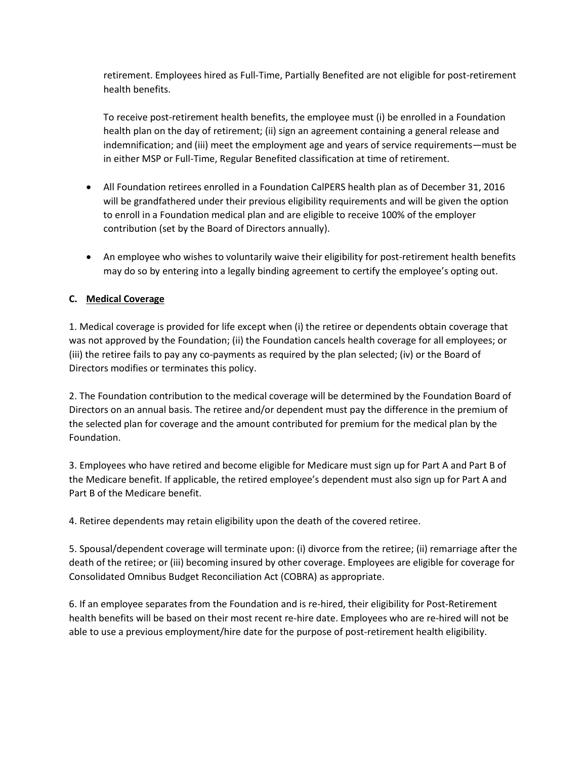retirement. Employees hired as Full-Time, Partially Benefited are not eligible for post-retirement health benefits.

To receive post-retirement health benefits, the employee must (i) be enrolled in a Foundation health plan on the day of retirement; (ii) sign an agreement containing a general release and indemnification; and (iii) meet the employment age and years of service requirements—must be in either MSP or Full-Time, Regular Benefited classification at time of retirement.

- All Foundation retirees enrolled in a Foundation CalPERS health plan as of December 31, 2016 will be grandfathered under their previous eligibility requirements and will be given the option to enroll in a Foundation medical plan and are eligible to receive 100% of the employer contribution (set by the Board of Directors annually).
- An employee who wishes to voluntarily waive their eligibility for post-retirement health benefits may do so by entering into a legally binding agreement to certify the employee's opting out.

**C. <u>Medical Coverage</u>**

1. Medical coverage is provided for life except when (i) the retiree or dependents obtain coverage that was not approved by the Foundation; (ii) the Foundation cancels health coverage for all employees; or (iii) the retiree fails to pay any co-payments as required by the plan selected; (iv) or the Board of Directors modifies or terminates this policy.

2. The Foundation contribution to the medical coverage will be determined by the Foundation Board of Directors on an annual basis. The retiree and/or dependent must pay the difference in the premium of the selected plan for coverage and the amount contributed for premium for the medical plan by the Foundation.

3. Employees who have retired and become eligible for Medicare must sign up for Part A and Part B of the Medicare benefit. If applicable, the retired employee's dependent must also sign up for Part A and Part B of the Medicare benefit.

4. Retiree dependents may retain eligibility upon the death of the covered retiree.

5. Spousal/dependent coverage will terminate upon: (i) divorce from the retiree; (ii) remarriage after the death of the retiree; or (iii) becoming insured by other coverage. Employees are eligible for coverage for Consolidated Omnibus Budget Reconciliation Act (COBRA) as appropriate.

6. If an employee separates from the Foundation and is re-hired, their eligibility for Post-Retirement health benefits will be based on their most recent re-hire date. Employees who are re-hired will not be able to use a previous employment/hire date for the purpose of post-retirement health eligibility.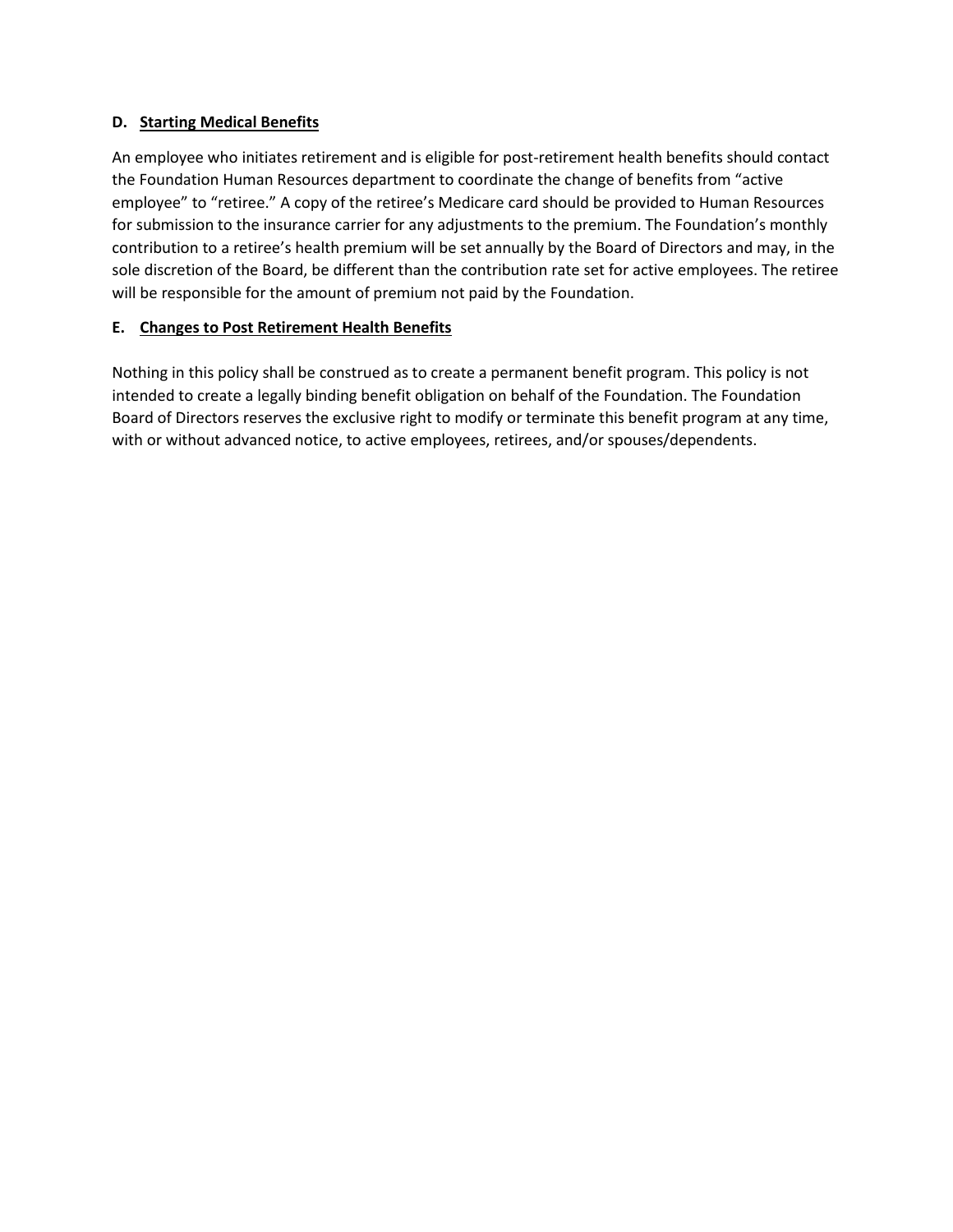### D. <u>Starting Medical Benefits</u>

An employee who initiates retirement and is eligible for post-retirement health benefits should contact the Foundation Human Resources department to coordinate the change of benefits from “active employee” to “retiree.” A copy of the retiree’s Medicare card should be provided to Human Resources for submission to the insurance carrier for any adjustments to the premium. The Foundation’s monthly contribution to a retiree’s health premium will be set annually by the Board of Directors and may, in the sole discretion of the Board, be different than the contribution rate set for active employees. The retiree will be responsible for the amount of premium not paid by the Foundation.

### E. <u>Changes to Post Retirement Health Benefits</u>

Nothing in this policy shall be construed as to create a permanent benefit program. This policy is not intended to create a legally binding benefit obligation on behalf of the Foundation. The Foundation Board of Directors reserves the exclusive right to modify or terminate this benefit program at any time, with or without advanced notice, to active employees, retirees, and/or spouses/dependents.